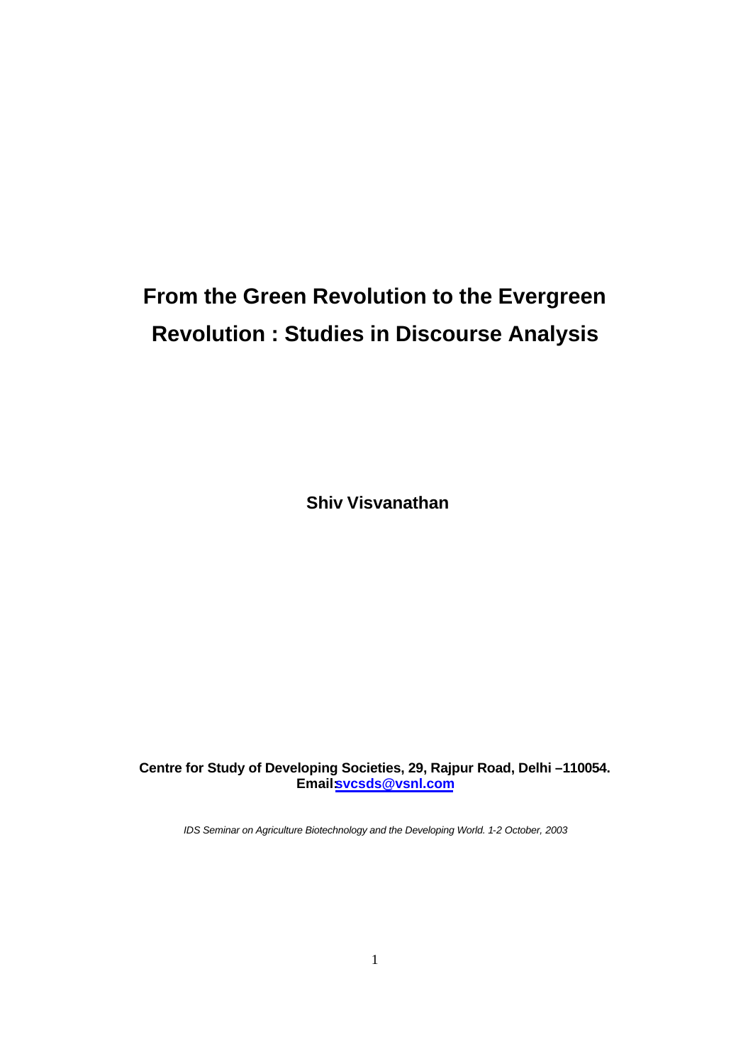# From the Green Revolution to the Evergreen Revolution : Studies in Discourse Analysis

**Shiv Visvanathan**

**Centre for Study of Developing Societies, 29, Rajpur Road, Delhi –110054.**
**Email:svcsds@vsnl.com**

*IDS Seminar on Agriculture Biotechnology and the Developing World. 1-2 October, 2003*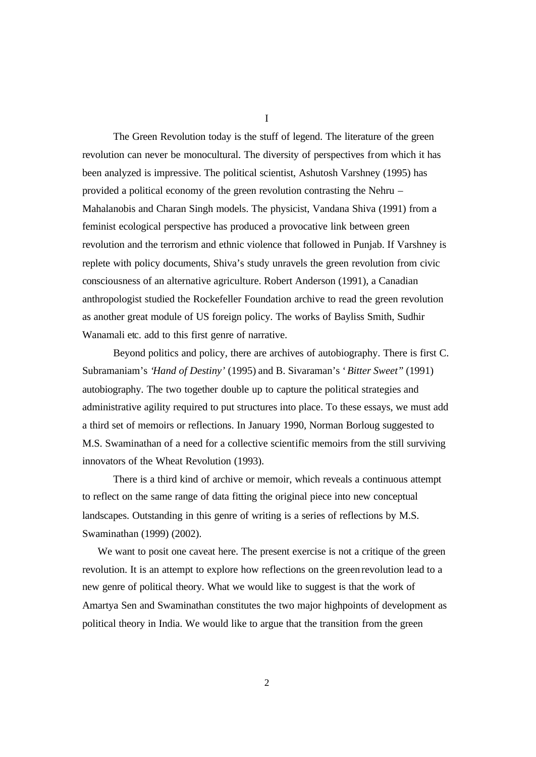# I

The Green Revolution today is the stuff of legend. The literature of the green revolution can never be monocultural. The diversity of perspectives from which it has been analyzed is impressive. The political scientist, Ashutosh Varshney (1995) has provided a political economy of the green revolution contrasting the Nehru – Mahalanobis and Charan Singh models. The physicist, Vandana Shiva (1991) from a feminist ecological perspective has produced a provocative link between green revolution and the terrorism and ethnic violence that followed in Punjab. If Varshney is replete with policy documents, Shiva's study unravels the green revolution from civic consciousness of an alternative agriculture. Robert Anderson (1991), a Canadian anthropologist studied the Rockefeller Foundation archive to read the green revolution as another great module of US foreign policy. The works of Bayliss Smith, Sudhir Wanamali etc. add to this first genre of narrative.

Beyond politics and policy, there are archives of autobiography. There is first C. Subramaniam's *'Hand of Destiny'* (1995) and B. Sivaraman's '*Bitter Sweet"* (1991) autobiography. The two together double up to capture the political strategies and administrative agility required to put structures into place. To these essays, we must add a third set of memoirs or reflections. In January 1990, Norman Borloug suggested to M.S. Swaminathan of a need for a collective scientific memoirs from the still surviving innovators of the Wheat Revolution (1993).

There is a third kind of archive or memoir, which reveals a continuous attempt to reflect on the same range of data fitting the original piece into new conceptual landscapes. Outstanding in this genre of writing is a series of reflections by M.S. Swaminathan (1999) (2002).

We want to posit one caveat here. The present exercise is not a critique of the green revolution. It is an attempt to explore how reflections on the green revolution lead to a new genre of political theory. What we would like to suggest is that the work of Amartya Sen and Swaminathan constitutes the two major highpoints of development as political theory in India. We would like to argue that the transition from the green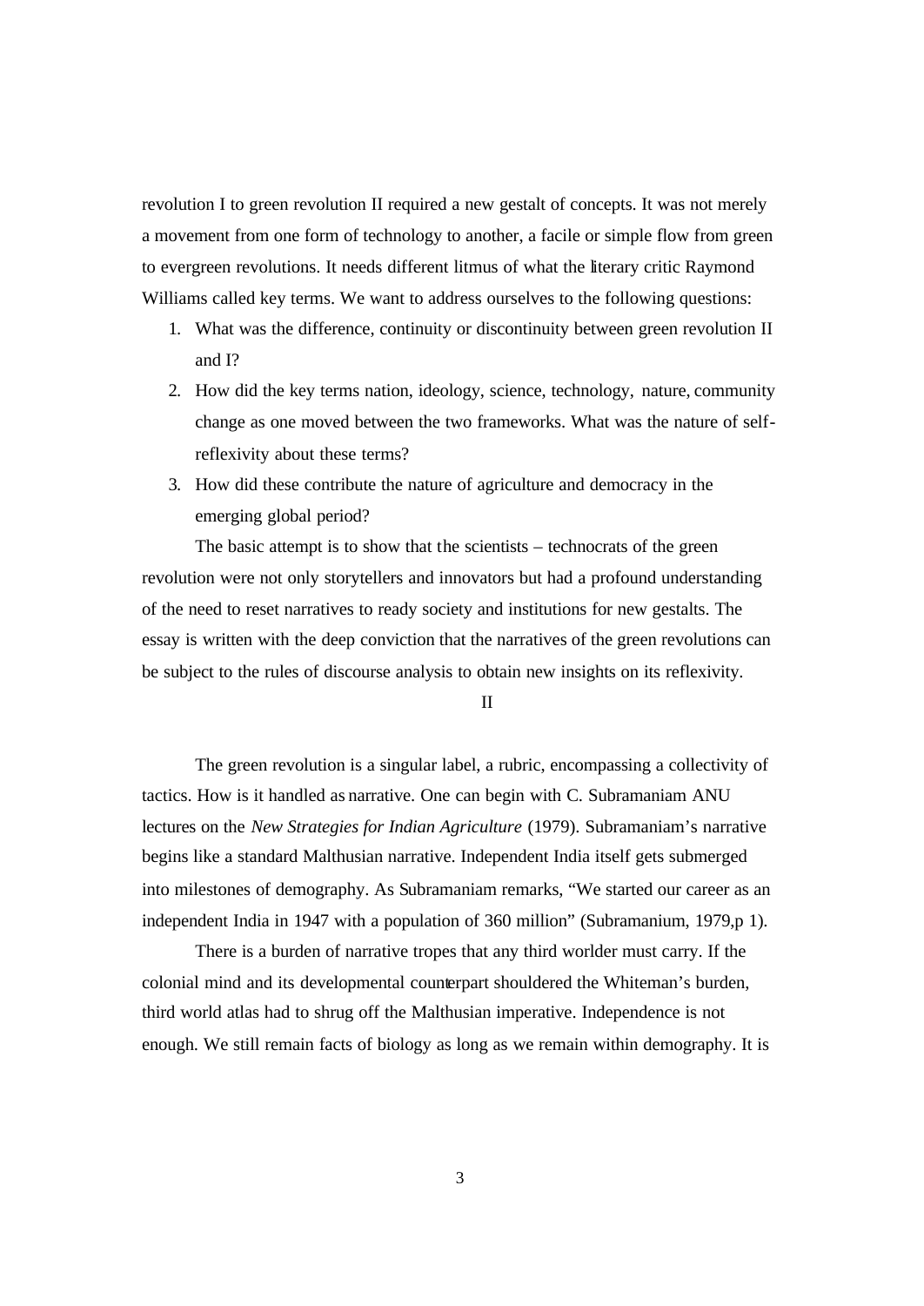revolution I to green revolution II required a new gestalt of concepts. It was not merely a movement from one form of technology to another, a facile or simple flow from green to evergreen revolutions. It needs different litmus of what the literary critic Raymond Williams called key terms. We want to address ourselves to the following questions:

1. What was the difference, continuity or discontinuity between green revolution II and I?
2. How did the key terms nation, ideology, science, technology, nature, community change as one moved between the two frameworks. What was the nature of self-reflexivity about these terms?
3. How did these contribute the nature of agriculture and democracy in the emerging global period?

The basic attempt is to show that the scientists – technocrats of the green revolution were not only storytellers and innovators but had a profound understanding of the need to reset narratives to ready society and institutions for new gestalts. The essay is written with the deep conviction that the narratives of the green revolutions can be subject to the rules of discourse analysis to obtain new insights on its reflexivity.

## II

The green revolution is a singular label, a rubric, encompassing a collectivity of tactics. How is it handled as narrative. One can begin with C. Subramaniam ANU lectures on the *New Strategies for Indian Agriculture* (1979). Subramaniam's narrative begins like a standard Malthusian narrative. Independent India itself gets submerged into milestones of demography. As Subramaniam remarks, "We started our career as an independent India in 1947 with a population of 360 million" (Subramanium, 1979,p 1).

There is a burden of narrative tropes that any third worlder must carry. If the colonial mind and its developmental counterpart shouldered the Whiteman's burden, third world atlas had to shrug off the Malthusian imperative. Independence is not enough. We still remain facts of biology as long as we remain within demography. It is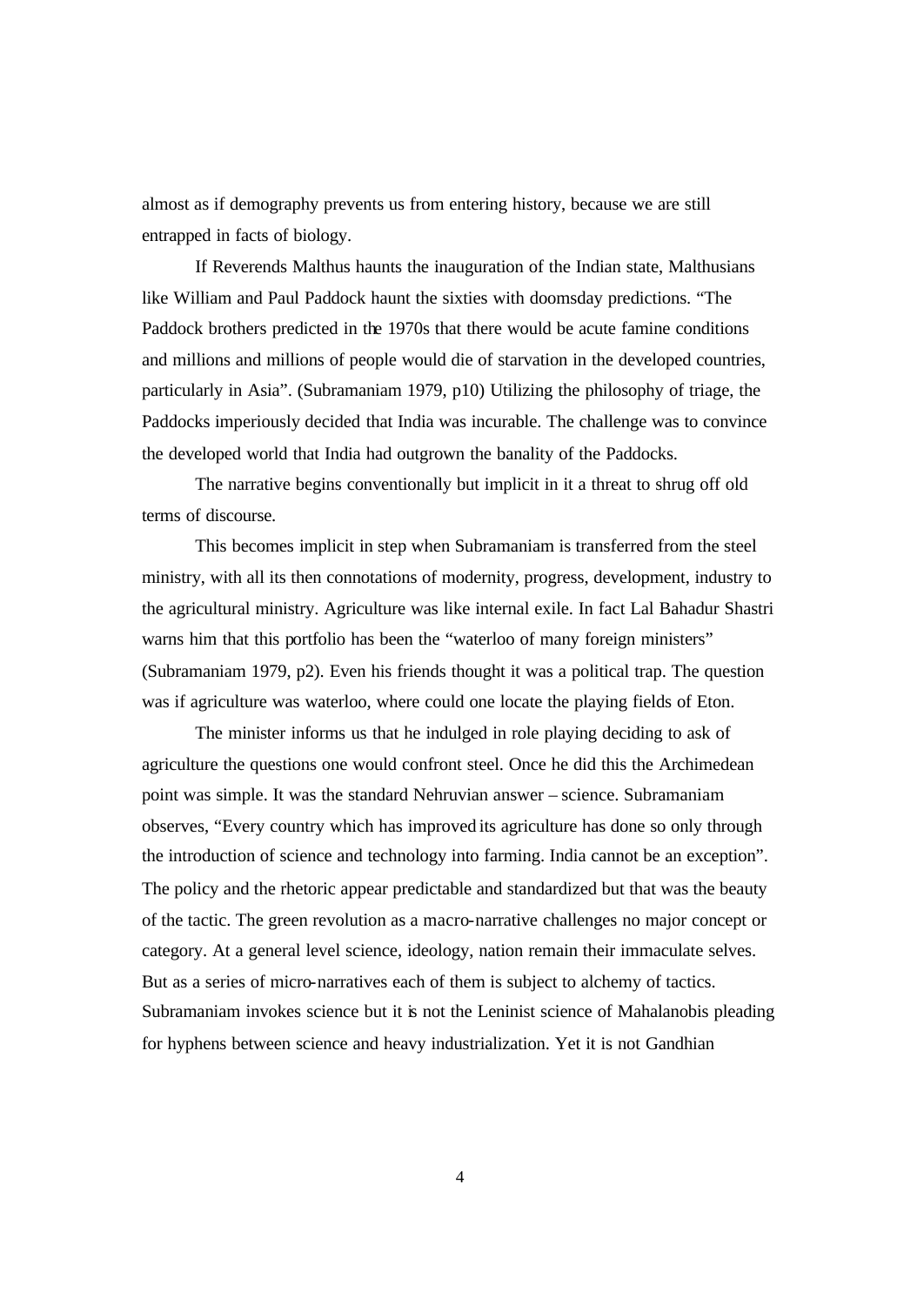almost as if demography prevents us from entering history, because we are still entrapped in facts of biology.

If Reverends Malthus haunts the inauguration of the Indian state, Malthusians like William and Paul Paddock haunt the sixties with doomsday predictions. "The Paddock brothers predicted in the 1970s that there would be acute famine conditions and millions and millions of people would die of starvation in the developed countries, particularly in Asia". (Subramaniam 1979, p10) Utilizing the philosophy of triage, the Paddocks imperiously decided that India was incurable. The challenge was to convince the developed world that India had outgrown the banality of the Paddocks.

The narrative begins conventionally but implicit in it a threat to shrug off old terms of discourse.

This becomes implicit in step when Subramaniam is transferred from the steel ministry, with all its then connotations of modernity, progress, development, industry to the agricultural ministry. Agriculture was like internal exile. In fact Lal Bahadur Shastri warns him that this portfolio has been the "waterloo of many foreign ministers" (Subramaniam 1979, p2). Even his friends thought it was a political trap. The question was if agriculture was waterloo, where could one locate the playing fields of Eton.

The minister informs us that he indulged in role playing deciding to ask of agriculture the questions one would confront steel. Once he did this the Archimedean point was simple. It was the standard Nehruvian answer – science. Subramaniam observes, "Every country which has improved its agriculture has done so only through the introduction of science and technology into farming. India cannot be an exception". The policy and the rhetoric appear predictable and standardized but that was the beauty of the tactic. The green revolution as a macro-narrative challenges no major concept or category. At a general level science, ideology, nation remain their immaculate selves. But as a series of micro-narratives each of them is subject to alchemy of tactics. Subramaniam invokes science but it is not the Leninist science of Mahalanobis pleading for hyphens between science and heavy industrialization. Yet it is not Gandhian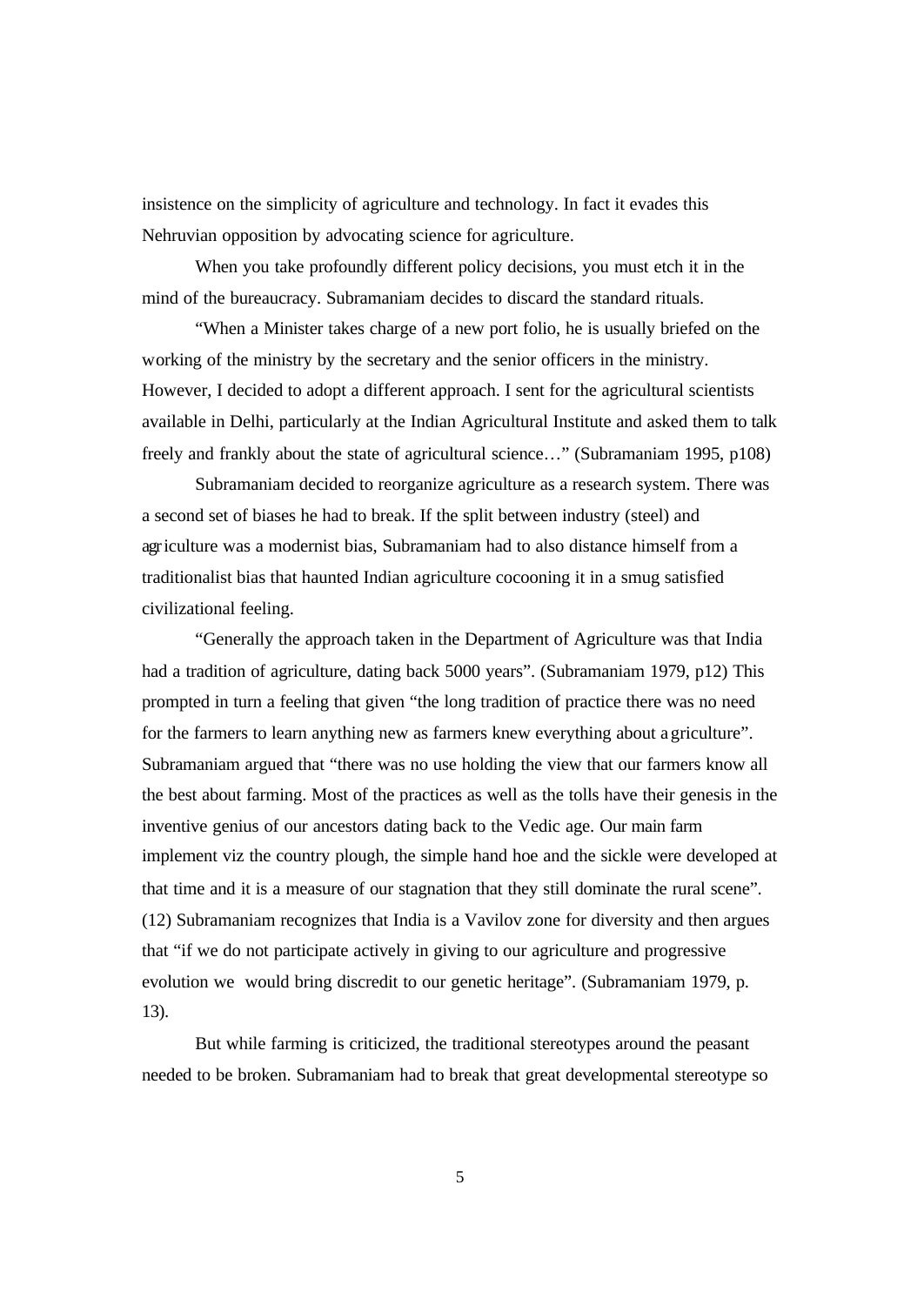insistence on the simplicity of agriculture and technology. In fact it evades this Nehruvian opposition by advocating science for agriculture.

When you take profoundly different policy decisions, you must etch it in the mind of the bureaucracy. Subramaniam decides to discard the standard rituals.

"When a Minister takes charge of a new port folio, he is usually briefed on the working of the ministry by the secretary and the senior officers in the ministry. However, I decided to adopt a different approach. I sent for the agricultural scientists available in Delhi, particularly at the Indian Agricultural Institute and asked them to talk freely and frankly about the state of agricultural science…" (Subramaniam 1995, p108)

Subramaniam decided to reorganize agriculture as a research system. There was a second set of biases he had to break. If the split between industry (steel) and agriculture was a modernist bias, Subramaniam had to also distance himself from a traditionalist bias that haunted Indian agriculture cocooning it in a smug satisfied civilizational feeling.

"Generally the approach taken in the Department of Agriculture was that India had a tradition of agriculture, dating back 5000 years". (Subramaniam 1979, p12) This prompted in turn a feeling that given "the long tradition of practice there was no need for the farmers to learn anything new as farmers knew everything about agriculture". Subramaniam argued that "there was no use holding the view that our farmers know all the best about farming. Most of the practices as well as the tolls have their genesis in the inventive genius of our ancestors dating back to the Vedic age. Our main farm implement viz the country plough, the simple hand hoe and the sickle were developed at that time and it is a measure of our stagnation that they still dominate the rural scene". (12) Subramaniam recognizes that India is a Vavilov zone for diversity and then argues that "if we do not participate actively in giving to our agriculture and progressive evolution we would bring discredit to our genetic heritage". (Subramaniam 1979, p. 13).

But while farming is criticized, the traditional stereotypes around the peasant needed to be broken. Subramaniam had to break that great developmental stereotype so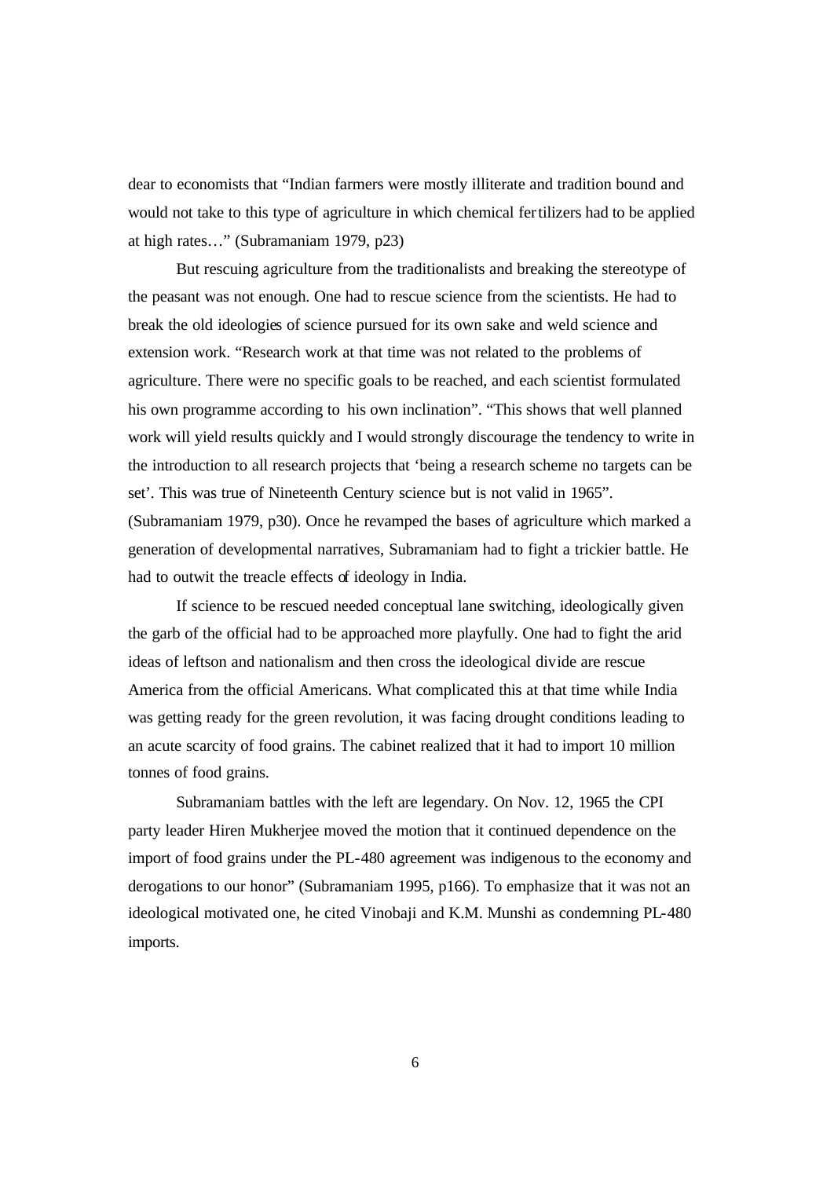dear to economists that "Indian farmers were mostly illiterate and tradition bound and would not take to this type of agriculture in which chemical fertilizers had to be applied at high rates…" (Subramaniam 1979, p23)

But rescuing agriculture from the traditionalists and breaking the stereotype of the peasant was not enough. One had to rescue science from the scientists. He had to break the old ideologies of science pursued for its own sake and weld science and extension work. "Research work at that time was not related to the problems of agriculture. There were no specific goals to be reached, and each scientist formulated his own programme according to his own inclination". "This shows that well planned work will yield results quickly and I would strongly discourage the tendency to write in the introduction to all research projects that 'being a research scheme no targets can be set'. This was true of Nineteenth Century science but is not valid in 1965". (Subramaniam 1979, p30). Once he revamped the bases of agriculture which marked a generation of developmental narratives, Subramaniam had to fight a trickier battle. He had to outwit the treacle effects of ideology in India.

If science to be rescued needed conceptual lane switching, ideologically given the garb of the official had to be approached more playfully. One had to fight the arid ideas of leftson and nationalism and then cross the ideological divide are rescue America from the official Americans. What complicated this at that time while India was getting ready for the green revolution, it was facing drought conditions leading to an acute scarcity of food grains. The cabinet realized that it had to import 10 million tonnes of food grains.

Subramaniam battles with the left are legendary. On Nov. 12, 1965 the CPI party leader Hiren Mukherjee moved the motion that it continued dependence on the import of food grains under the PL-480 agreement was indigenous to the economy and derogations to our honor" (Subramaniam 1995, p166). To emphasize that it was not an ideological motivated one, he cited Vinobaji and K.M. Munshi as condemning PL-480 imports.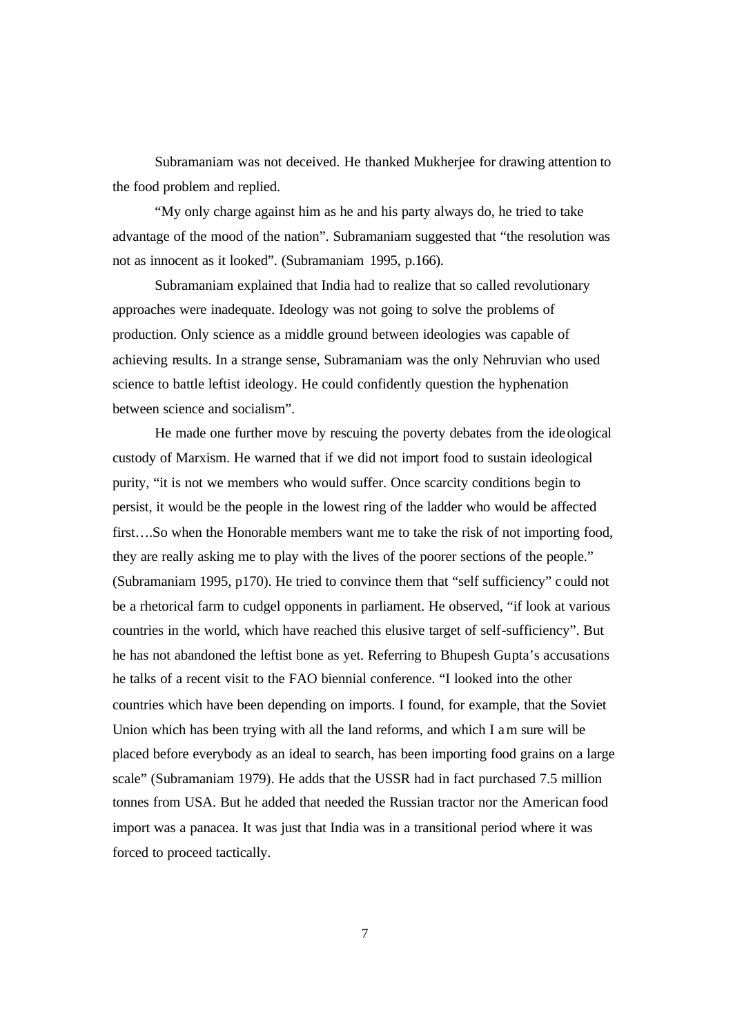Subramaniam was not deceived. He thanked Mukherjee for drawing attention to the food problem and replied.

"My only charge against him as he and his party always do, he tried to take advantage of the mood of the nation". Subramaniam suggested that "the resolution was not as innocent as it looked". (Subramaniam 1995, p.166).

Subramaniam explained that India had to realize that so called revolutionary approaches were inadequate. Ideology was not going to solve the problems of production. Only science as a middle ground between ideologies was capable of achieving results. In a strange sense, Subramaniam was the only Nehruvian who used science to battle leftist ideology. He could confidently question the hyphenation between science and socialism".

He made one further move by rescuing the poverty debates from the ideological custody of Marxism. He warned that if we did not import food to sustain ideological purity, "it is not we members who would suffer. Once scarcity conditions begin to persist, it would be the people in the lowest ring of the ladder who would be affected first….So when the Honorable members want me to take the risk of not importing food, they are really asking me to play with the lives of the poorer sections of the people." (Subramaniam 1995, p170). He tried to convince them that "self sufficiency" could not be a rhetorical farm to cudgel opponents in parliament. He observed, "if look at various countries in the world, which have reached this elusive target of self-sufficiency". But he has not abandoned the leftist bone as yet. Referring to Bhupesh Gupta's accusations he talks of a recent visit to the FAO biennial conference. "I looked into the other countries which have been depending on imports. I found, for example, that the Soviet Union which has been trying with all the land reforms, and which I am sure will be placed before everybody as an ideal to search, has been importing food grains on a large scale" (Subramaniam 1979). He adds that the USSR had in fact purchased 7.5 million tonnes from USA. But he added that needed the Russian tractor nor the American food import was a panacea. It was just that India was in a transitional period where it was forced to proceed tactically.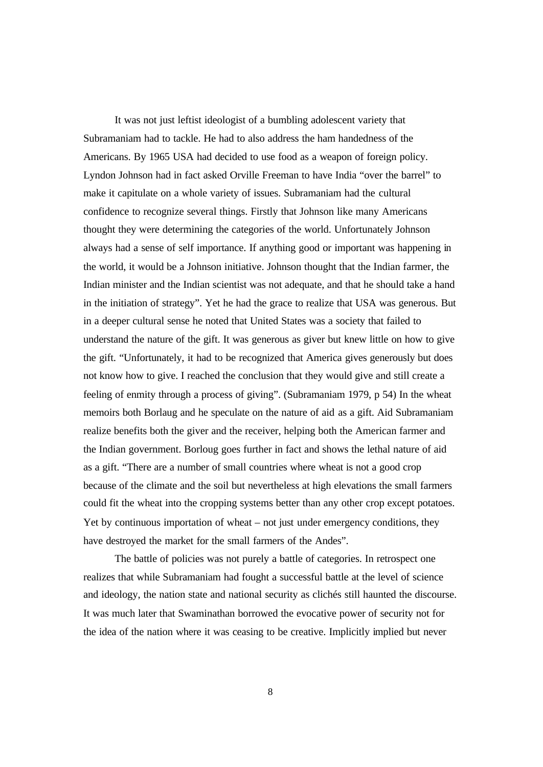It was not just leftist ideologist of a bumbling adolescent variety that Subramaniam had to tackle. He had to also address the ham handedness of the Americans. By 1965 USA had decided to use food as a weapon of foreign policy. Lyndon Johnson had in fact asked Orville Freeman to have India "over the barrel" to make it capitulate on a whole variety of issues. Subramaniam had the cultural confidence to recognize several things. Firstly that Johnson like many Americans thought they were determining the categories of the world. Unfortunately Johnson always had a sense of self importance. If anything good or important was happening in the world, it would be a Johnson initiative. Johnson thought that the Indian farmer, the Indian minister and the Indian scientist was not adequate, and that he should take a hand in the initiation of strategy". Yet he had the grace to realize that USA was generous. But in a deeper cultural sense he noted that United States was a society that failed to understand the nature of the gift. It was generous as giver but knew little on how to give the gift. "Unfortunately, it had to be recognized that America gives generously but does not know how to give. I reached the conclusion that they would give and still create a feeling of enmity through a process of giving". (Subramaniam 1979, p 54) In the wheat memoirs both Borlaug and he speculate on the nature of aid as a gift. Aid Subramaniam realize benefits both the giver and the receiver, helping both the American farmer and the Indian government. Borloug goes further in fact and shows the lethal nature of aid as a gift. "There are a number of small countries where wheat is not a good crop because of the climate and the soil but nevertheless at high elevations the small farmers could fit the wheat into the cropping systems better than any other crop except potatoes. Yet by continuous importation of wheat – not just under emergency conditions, they have destroyed the market for the small farmers of the Andes".

The battle of policies was not purely a battle of categories. In retrospect one realizes that while Subramaniam had fought a successful battle at the level of science and ideology, the nation state and national security as clichés still haunted the discourse. It was much later that Swaminathan borrowed the evocative power of security not for the idea of the nation where it was ceasing to be creative. Implicitly implied but never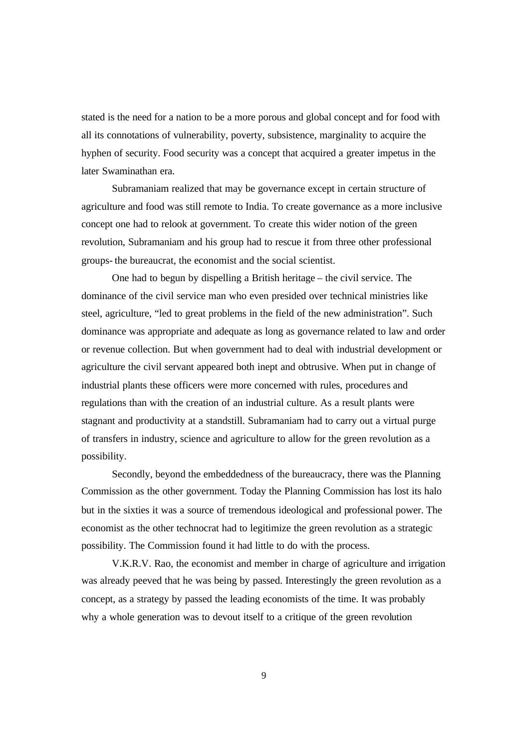stated is the need for a nation to be a more porous and global concept and for food with all its connotations of vulnerability, poverty, subsistence, marginality to acquire the hyphen of security. Food security was a concept that acquired a greater impetus in the later Swaminathan era.

Subramaniam realized that may be governance except in certain structure of agriculture and food was still remote to India. To create governance as a more inclusive concept one had to relook at government. To create this wider notion of the green revolution, Subramaniam and his group had to rescue it from three other professional groups- the bureaucrat, the economist and the social scientist.

One had to begun by dispelling a British heritage – the civil service. The dominance of the civil service man who even presided over technical ministries like steel, agriculture, "led to great problems in the field of the new administration". Such dominance was appropriate and adequate as long as governance related to law and order or revenue collection. But when government had to deal with industrial development or agriculture the civil servant appeared both inept and obtrusive. When put in change of industrial plants these officers were more concerned with rules, procedures and regulations than with the creation of an industrial culture. As a result plants were stagnant and productivity at a standstill. Subramaniam had to carry out a virtual purge of transfers in industry, science and agriculture to allow for the green revolution as a possibility.

Secondly, beyond the embeddedness of the bureaucracy, there was the Planning Commission as the other government. Today the Planning Commission has lost its halo but in the sixties it was a source of tremendous ideological and professional power. The economist as the other technocrat had to legitimize the green revolution as a strategic possibility. The Commission found it had little to do with the process.

V.K.R.V. Rao, the economist and member in charge of agriculture and irrigation was already peeved that he was being by passed. Interestingly the green revolution as a concept, as a strategy by passed the leading economists of the time. It was probably why a whole generation was to devout itself to a critique of the green revolution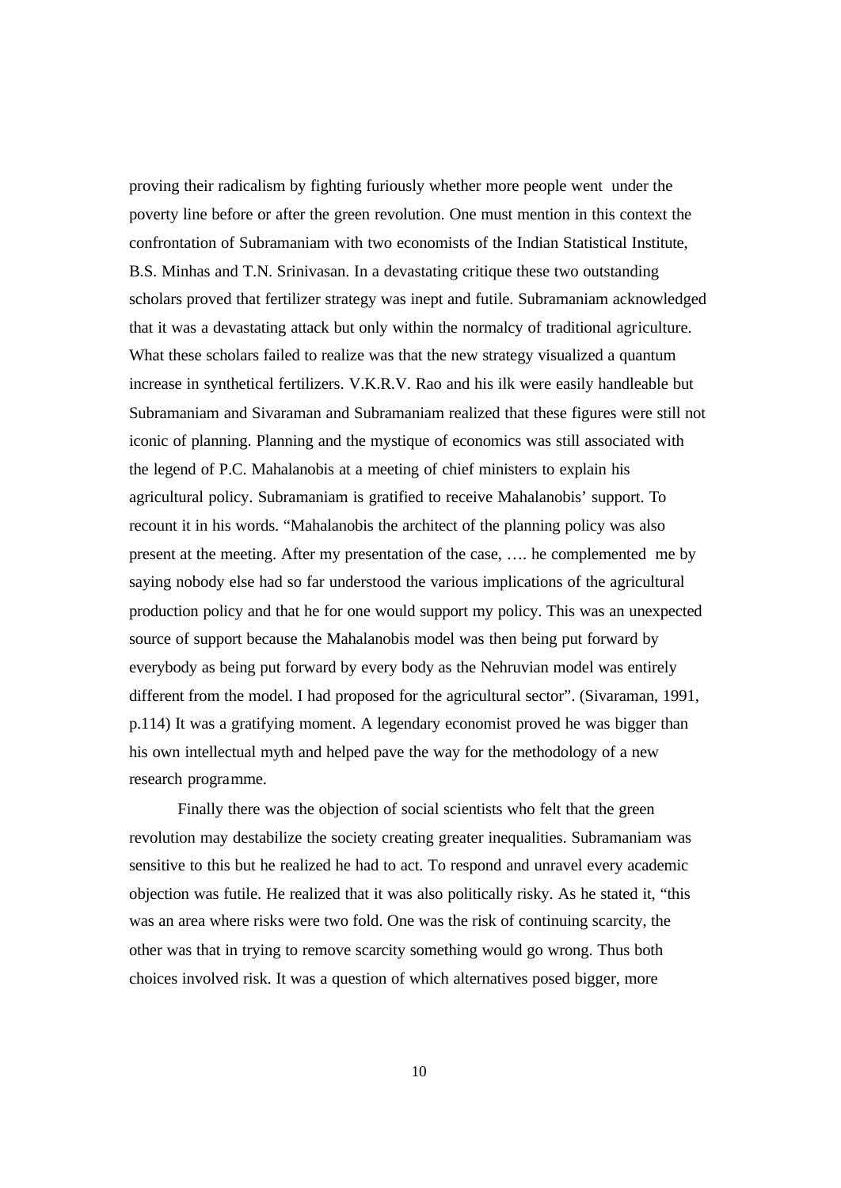proving their radicalism by fighting furiously whether more people went under the poverty line before or after the green revolution. One must mention in this context the confrontation of Subramaniam with two economists of the Indian Statistical Institute, B.S. Minhas and T.N. Srinivasan. In a devastating critique these two outstanding scholars proved that fertilizer strategy was inept and futile. Subramaniam acknowledged that it was a devastating attack but only within the normalcy of traditional agriculture. What these scholars failed to realize was that the new strategy visualized a quantum increase in synthetical fertilizers. V.K.R.V. Rao and his ilk were easily handleable but Subramaniam and Sivaraman and Subramaniam realized that these figures were still not iconic of planning. Planning and the mystique of economics was still associated with the legend of P.C. Mahalanobis at a meeting of chief ministers to explain his agricultural policy. Subramaniam is gratified to receive Mahalanobis' support. To recount it in his words. "Mahalanobis the architect of the planning policy was also present at the meeting. After my presentation of the case, …. he complemented me by saying nobody else had so far understood the various implications of the agricultural production policy and that he for one would support my policy. This was an unexpected source of support because the Mahalanobis model was then being put forward by everybody as being put forward by every body as the Nehruvian model was entirely different from the model. I had proposed for the agricultural sector". (Sivaraman, 1991, p.114) It was a gratifying moment. A legendary economist proved he was bigger than his own intellectual myth and helped pave the way for the methodology of a new research programme.

Finally there was the objection of social scientists who felt that the green revolution may destabilize the society creating greater inequalities. Subramaniam was sensitive to this but he realized he had to act. To respond and unravel every academic objection was futile. He realized that it was also politically risky. As he stated it, "this was an area where risks were two fold. One was the risk of continuing scarcity, the other was that in trying to remove scarcity something would go wrong. Thus both choices involved risk. It was a question of which alternatives posed bigger, more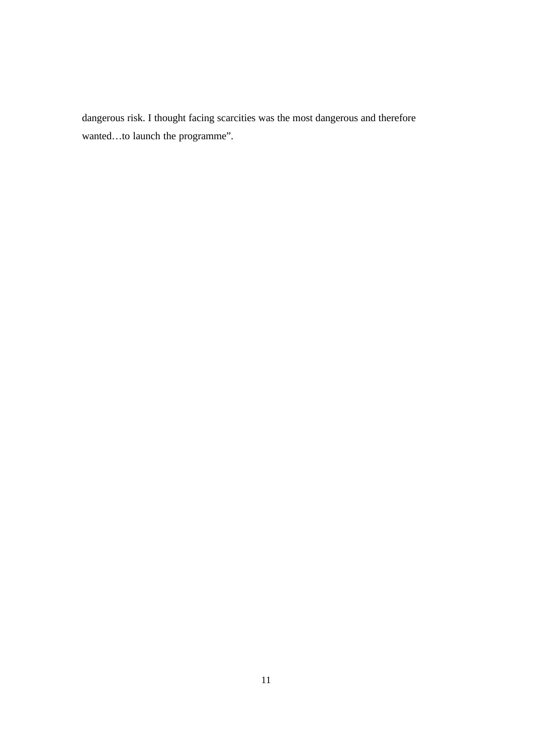dangerous risk. I thought facing scarcities was the most dangerous and therefore wanted…to launch the programme”.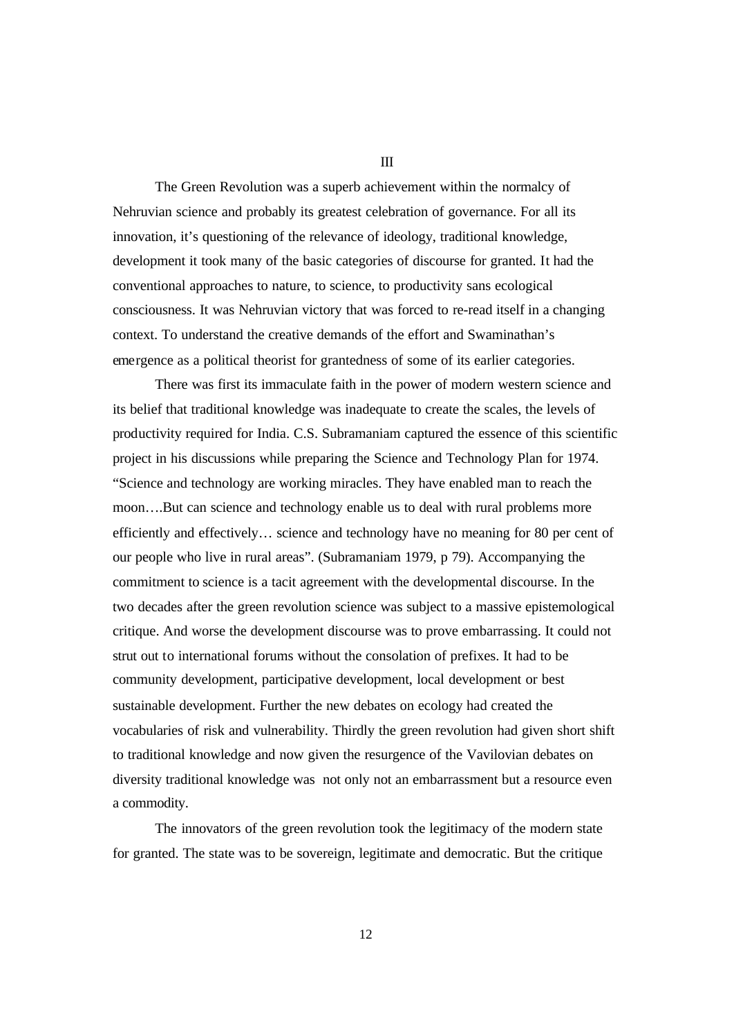III

The Green Revolution was a superb achievement within the normalcy of Nehruvian science and probably its greatest celebration of governance. For all its innovation, it's questioning of the relevance of ideology, traditional knowledge, development it took many of the basic categories of discourse for granted. It had the conventional approaches to nature, to science, to productivity sans ecological consciousness. It was Nehruvian victory that was forced to re-read itself in a changing context. To understand the creative demands of the effort and Swaminathan's emergence as a political theorist for grantedness of some of its earlier categories.

There was first its immaculate faith in the power of modern western science and its belief that traditional knowledge was inadequate to create the scales, the levels of productivity required for India. C.S. Subramaniam captured the essence of this scientific project in his discussions while preparing the Science and Technology Plan for 1974. "Science and technology are working miracles. They have enabled man to reach the moon….But can science and technology enable us to deal with rural problems more efficiently and effectively… science and technology have no meaning for 80 per cent of our people who live in rural areas". (Subramaniam 1979, p 79). Accompanying the commitment to science is a tacit agreement with the developmental discourse. In the two decades after the green revolution science was subject to a massive epistemological critique. And worse the development discourse was to prove embarrassing. It could not strut out to international forums without the consolation of prefixes. It had to be community development, participative development, local development or best sustainable development. Further the new debates on ecology had created the vocabularies of risk and vulnerability. Thirdly the green revolution had given short shift to traditional knowledge and now given the resurgence of the Vavilovian debates on diversity traditional knowledge was not only not an embarrassment but a resource even a commodity.

The innovators of the green revolution took the legitimacy of the modern state for granted. The state was to be sovereign, legitimate and democratic. But the critique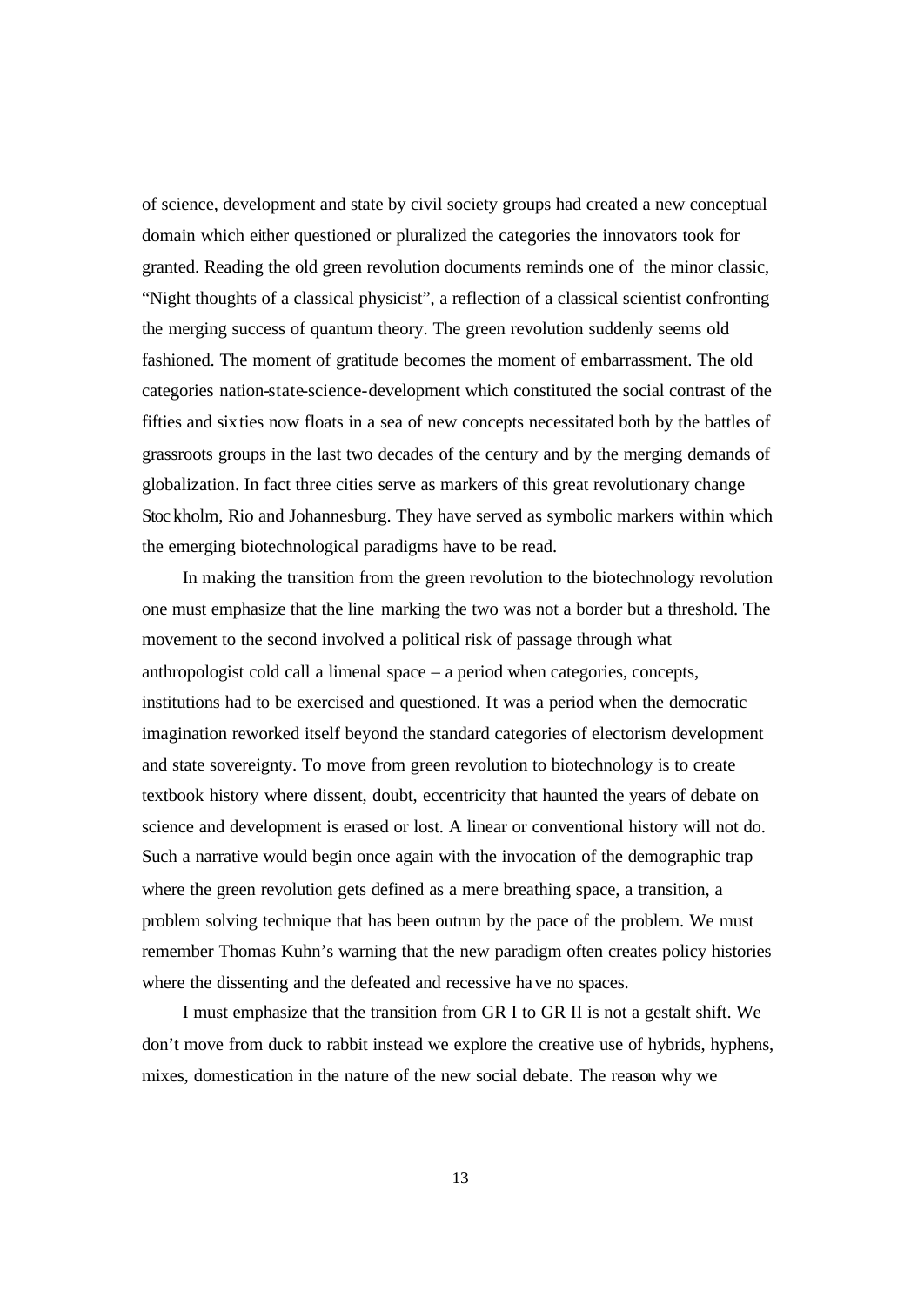of science, development and state by civil society groups had created a new conceptual domain which either questioned or pluralized the categories the innovators took for granted. Reading the old green revolution documents reminds one of the minor classic, "Night thoughts of a classical physicist", a reflection of a classical scientist confronting the merging success of quantum theory. The green revolution suddenly seems old fashioned. The moment of gratitude becomes the moment of embarrassment. The old categories nation-state-science-development which constituted the social contrast of the fifties and sixties now floats in a sea of new concepts necessitated both by the battles of grassroots groups in the last two decades of the century and by the merging demands of globalization. In fact three cities serve as markers of this great revolutionary change Stockholm, Rio and Johannesburg. They have served as symbolic markers within which the emerging biotechnological paradigms have to be read.

In making the transition from the green revolution to the biotechnology revolution one must emphasize that the line marking the two was not a border but a threshold. The movement to the second involved a political risk of passage through what anthropologist cold call a limenal space – a period when categories, concepts, institutions had to be exercised and questioned. It was a period when the democratic imagination reworked itself beyond the standard categories of electorism development and state sovereignty. To move from green revolution to biotechnology is to create textbook history where dissent, doubt, eccentricity that haunted the years of debate on science and development is erased or lost. A linear or conventional history will not do. Such a narrative would begin once again with the invocation of the demographic trap where the green revolution gets defined as a mere breathing space, a transition, a problem solving technique that has been outrun by the pace of the problem. We must remember Thomas Kuhn's warning that the new paradigm often creates policy histories where the dissenting and the defeated and recessive have no spaces.

I must emphasize that the transition from GR I to GR II is not a gestalt shift. We don't move from duck to rabbit instead we explore the creative use of hybrids, hyphens, mixes, domestication in the nature of the new social debate. The reason why we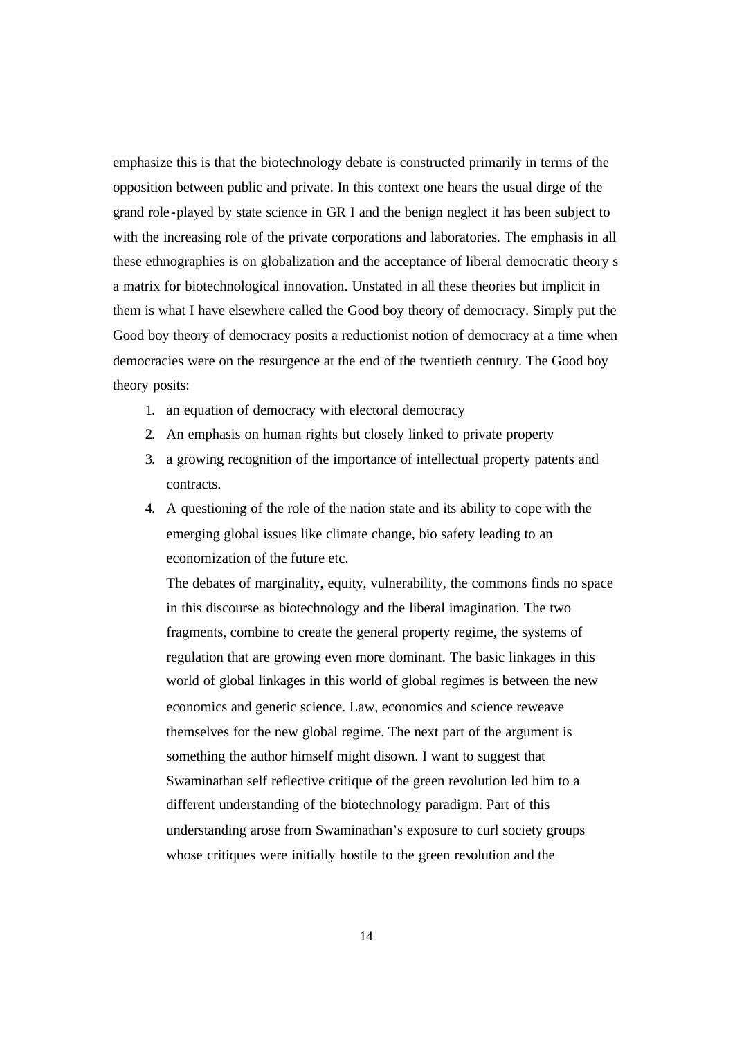emphasize this is that the biotechnology debate is constructed primarily in terms of the opposition between public and private. In this context one hears the usual dirge of the grand role-played by state science in GR I and the benign neglect it has been subject to with the increasing role of the private corporations and laboratories. The emphasis in all these ethnographies is on globalization and the acceptance of liberal democratic theory s a matrix for biotechnological innovation. Unstated in all these theories but implicit in them is what I have elsewhere called the Good boy theory of democracy. Simply put the Good boy theory of democracy posits a reductionist notion of democracy at a time when democracies were on the resurgence at the end of the twentieth century. The Good boy theory posits:

1. an equation of democracy with electoral democracy
2. An emphasis on human rights but closely linked to private property
3. a growing recognition of the importance of intellectual property patents and contracts.
4. A questioning of the role of the nation state and its ability to cope with the emerging global issues like climate change, bio safety leading to an economization of the future etc.

   The debates of marginality, equity, vulnerability, the commons finds no space in this discourse as biotechnology and the liberal imagination. The two fragments, combine to create the general property regime, the systems of regulation that are growing even more dominant. The basic linkages in this world of global linkages in this world of global regimes is between the new economics and genetic science. Law, economics and science reweave themselves for the new global regime. The next part of the argument is something the author himself might disown. I want to suggest that Swaminathan self reflective critique of the green revolution led him to a different understanding of the biotechnology paradigm. Part of this understanding arose from Swaminathan's exposure to curl society groups whose critiques were initially hostile to the green revolution and the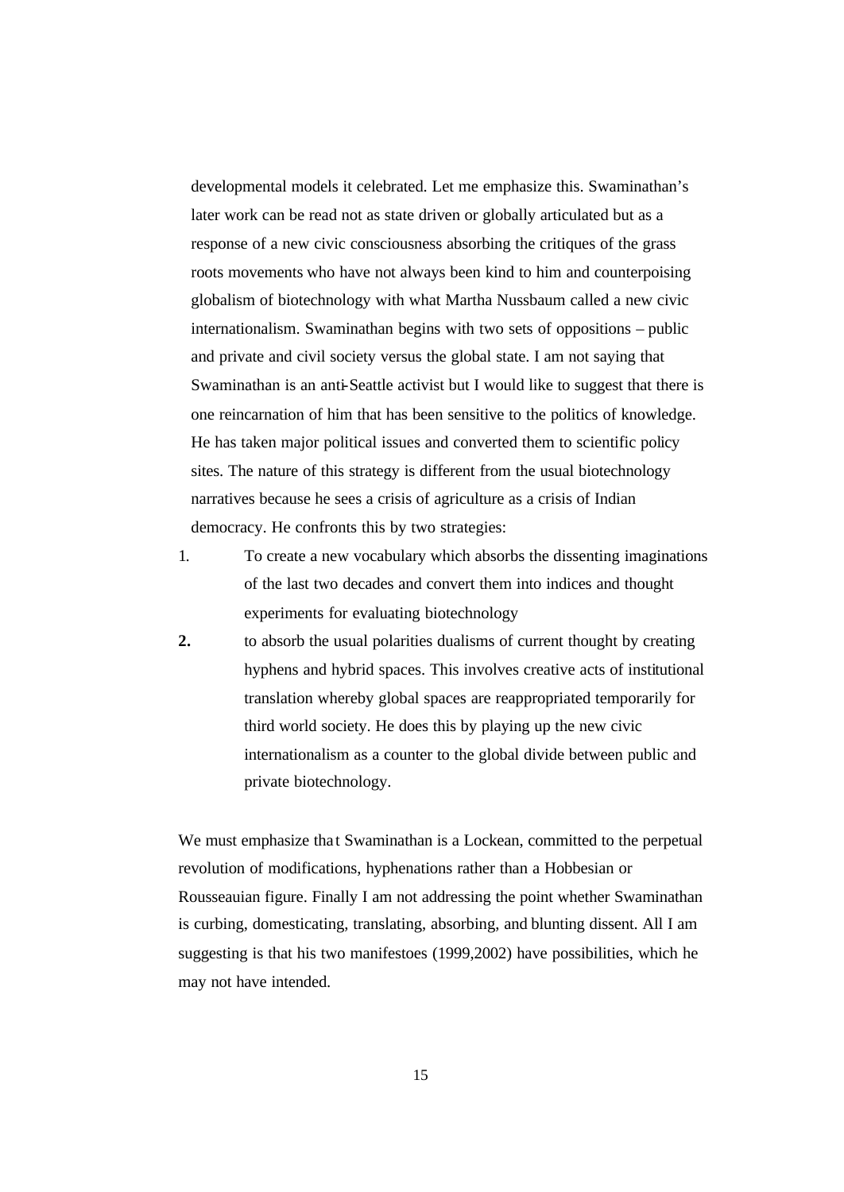developmental models it celebrated. Let me emphasize this. Swaminathan's later work can be read not as state driven or globally articulated but as a response of a new civic consciousness absorbing the critiques of the grass roots movements who have not always been kind to him and counterpoising globalism of biotechnology with what Martha Nussbaum called a new civic internationalism. Swaminathan begins with two sets of oppositions – public and private and civil society versus the global state. I am not saying that Swaminathan is an anti-Seattle activist but I would like to suggest that there is one reincarnation of him that has been sensitive to the politics of knowledge. He has taken major political issues and converted them to scientific policy sites. The nature of this strategy is different from the usual biotechnology narratives because he sees a crisis of agriculture as a crisis of Indian democracy. He confronts this by two strategies:

1. To create a new vocabulary which absorbs the dissenting imaginations of the last two decades and convert them into indices and thought experiments for evaluating biotechnology
2. to absorb the usual polarities dualisms of current thought by creating hyphens and hybrid spaces. This involves creative acts of institutional translation whereby global spaces are reappropriated temporarily for third world society. He does this by playing up the new civic internationalism as a counter to the global divide between public and private biotechnology.

We must emphasize that Swaminathan is a Lockean, committed to the perpetual revolution of modifications, hyphenations rather than a Hobbesian or Rousseauian figure. Finally I am not addressing the point whether Swaminathan is curbing, domesticating, translating, absorbing, and blunting dissent. All I am suggesting is that his two manifestoes (1999,2002) have possibilities, which he may not have intended.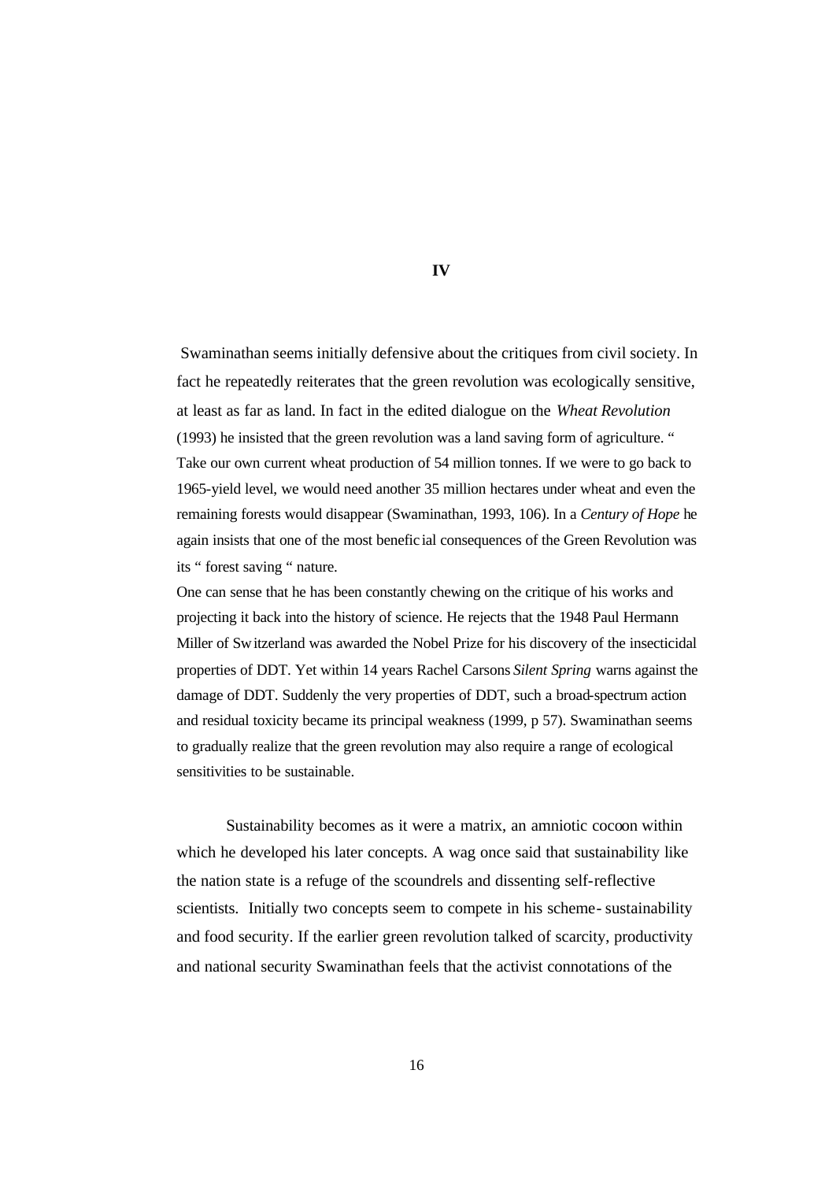# IV

Swaminathan seems initially defensive about the critiques from civil society. In fact he repeatedly reiterates that the green revolution was ecologically sensitive, at least as far as land. In fact in the edited dialogue on the *Wheat Revolution* (1993) he insisted that the green revolution was a land saving form of agriculture. " Take our own current wheat production of 54 million tonnes. If we were to go back to 1965-yield level, we would need another 35 million hectares under wheat and even the remaining forests would disappear (Swaminathan, 1993, 106). In a *Century of Hope* he again insists that one of the most beneficial consequences of the Green Revolution was its " forest saving " nature.

One can sense that he has been constantly chewing on the critique of his works and projecting it back into the history of science. He rejects that the 1948 Paul Hermann Miller of Switzerland was awarded the Nobel Prize for his discovery of the insecticidal properties of DDT. Yet within 14 years Rachel Carsons *Silent Spring* warns against the damage of DDT. Suddenly the very properties of DDT, such a broad-spectrum action and residual toxicity became its principal weakness (1999, p 57). Swaminathan seems to gradually realize that the green revolution may also require a range of ecological sensitivities to be sustainable.

Sustainability becomes as it were a matrix, an amniotic cocoon within which he developed his later concepts. A wag once said that sustainability like the nation state is a refuge of the scoundrels and dissenting self-reflective scientists. Initially two concepts seem to compete in his scheme- sustainability and food security. If the earlier green revolution talked of scarcity, productivity and national security Swaminathan feels that the activist connotations of the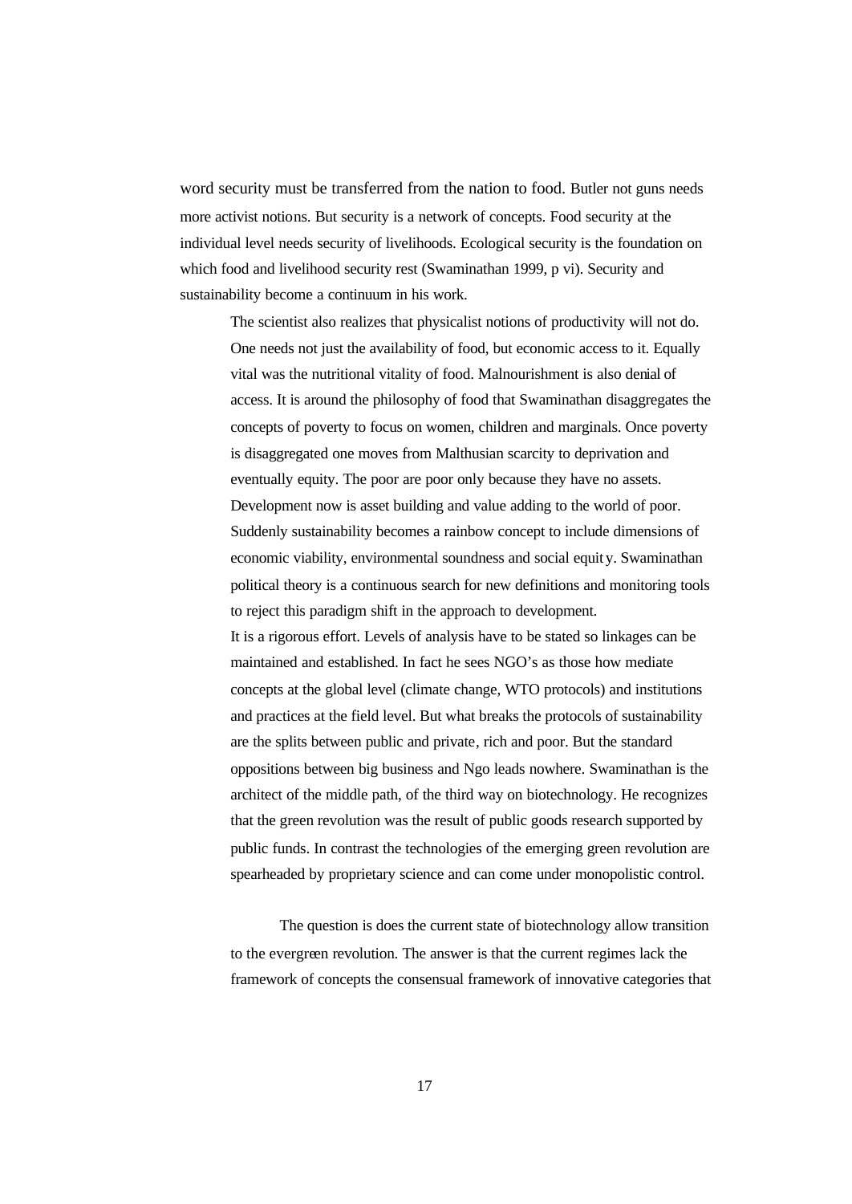word security must be transferred from the nation to food. Butler not guns needs more activist notions. But security is a network of concepts. Food security at the individual level needs security of livelihoods. Ecological security is the foundation on which food and livelihood security rest (Swaminathan 1999, p vi). Security and sustainability become a continuum in his work.

> The scientist also realizes that physicalist notions of productivity will not do. One needs not just the availability of food, but economic access to it. Equally vital was the nutritional vitality of food. Malnourishment is also denial of access. It is around the philosophy of food that Swaminathan disaggregates the concepts of poverty to focus on women, children and marginals. Once poverty is disaggregated one moves from Malthusian scarcity to deprivation and eventually equity. The poor are poor only because they have no assets. Development now is asset building and value adding to the world of poor. Suddenly sustainability becomes a rainbow concept to include dimensions of economic viability, environmental soundness and social equity. Swaminathan political theory is a continuous search for new definitions and monitoring tools to reject this paradigm shift in the approach to development.
>
> It is a rigorous effort. Levels of analysis have to be stated so linkages can be maintained and established. In fact he sees NGO's as those how mediate concepts at the global level (climate change, WTO protocols) and institutions and practices at the field level. But what breaks the protocols of sustainability are the splits between public and private, rich and poor. But the standard oppositions between big business and Ngo leads nowhere. Swaminathan is the architect of the middle path, of the third way on biotechnology. He recognizes that the green revolution was the result of public goods research supported by public funds. In contrast the technologies of the emerging green revolution are spearheaded by proprietary science and can come under monopolistic control.
>
> The question is does the current state of biotechnology allow transition to the evergreen revolution. The answer is that the current regimes lack the framework of concepts the consensual framework of innovative categories that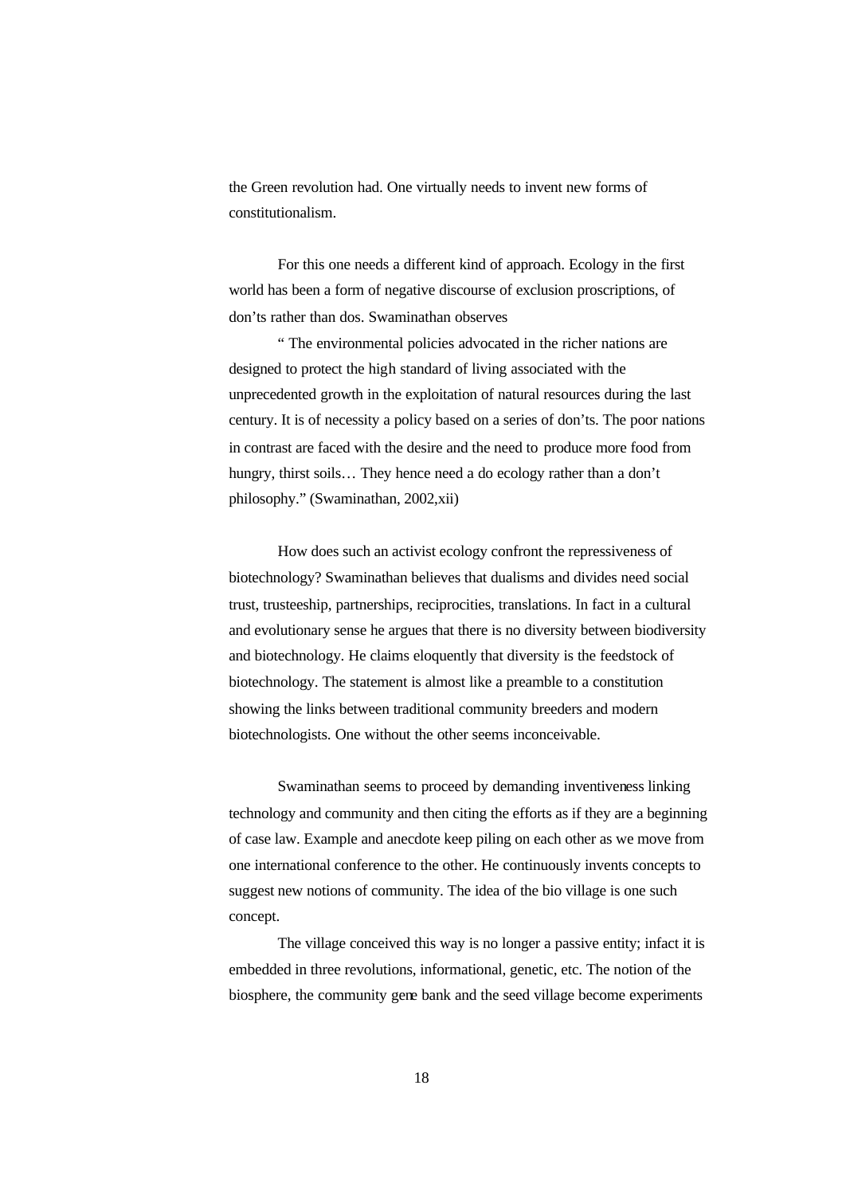the Green revolution had. One virtually needs to invent new forms of constitutionalism.

For this one needs a different kind of approach. Ecology in the first world has been a form of negative discourse of exclusion proscriptions, of don'ts rather than dos. Swaminathan observes

" The environmental policies advocated in the richer nations are designed to protect the high standard of living associated with the unprecedented growth in the exploitation of natural resources during the last century. It is of necessity a policy based on a series of don'ts. The poor nations in contrast are faced with the desire and the need to produce more food from hungry, thirst soils… They hence need a do ecology rather than a don't philosophy." (Swaminathan, 2002,xii)

How does such an activist ecology confront the repressiveness of biotechnology? Swaminathan believes that dualisms and divides need social trust, trusteeship, partnerships, reciprocities, translations. In fact in a cultural and evolutionary sense he argues that there is no diversity between biodiversity and biotechnology. He claims eloquently that diversity is the feedstock of biotechnology. The statement is almost like a preamble to a constitution showing the links between traditional community breeders and modern biotechnologists. One without the other seems inconceivable.

Swaminathan seems to proceed by demanding inventiveness linking technology and community and then citing the efforts as if they are a beginning of case law. Example and anecdote keep piling on each other as we move from one international conference to the other. He continuously invents concepts to suggest new notions of community. The idea of the bio village is one such concept.

The village conceived this way is no longer a passive entity; infact it is embedded in three revolutions, informational, genetic, etc. The notion of the biosphere, the community gene bank and the seed village become experiments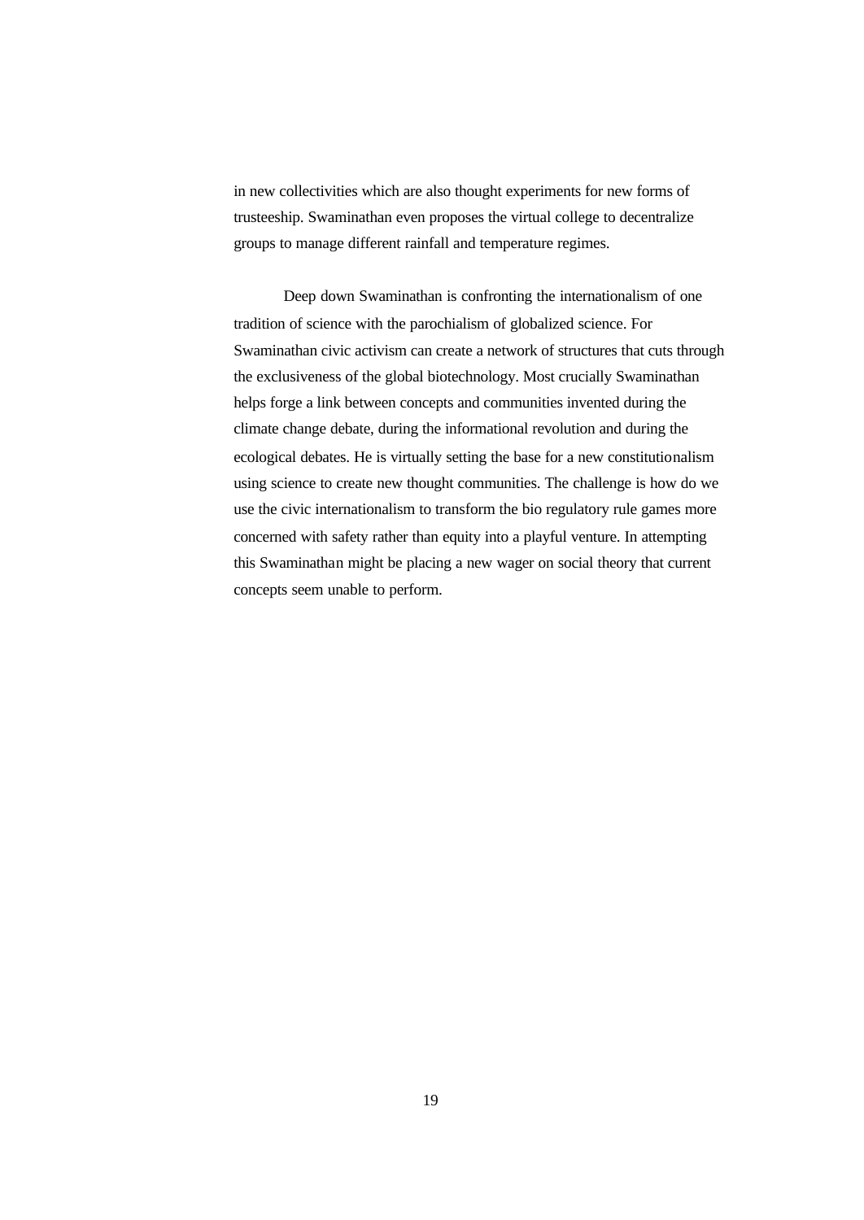in new collectivities which are also thought experiments for new forms of trusteeship. Swaminathan even proposes the virtual college to decentralize groups to manage different rainfall and temperature regimes.

Deep down Swaminathan is confronting the internationalism of one tradition of science with the parochialism of globalized science. For Swaminathan civic activism can create a network of structures that cuts through the exclusiveness of the global biotechnology. Most crucially Swaminathan helps forge a link between concepts and communities invented during the climate change debate, during the informational revolution and during the ecological debates. He is virtually setting the base for a new constitutionalism using science to create new thought communities. The challenge is how do we use the civic internationalism to transform the bio regulatory rule games more concerned with safety rather than equity into a playful venture. In attempting this Swaminathan might be placing a new wager on social theory that current concepts seem unable to perform.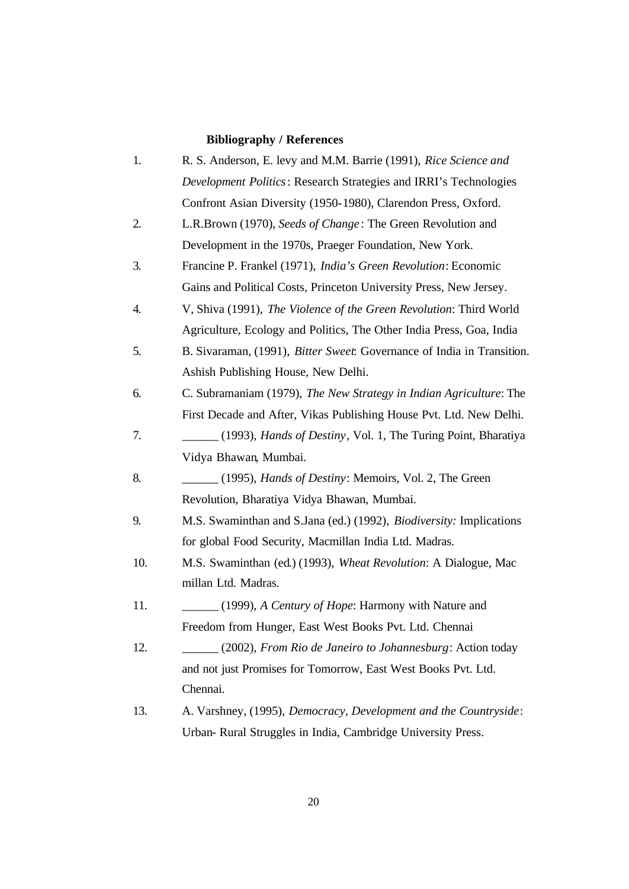**Bibliography / References**

1. R. S. Anderson, E. levy and M.M. Barrie (1991), *Rice Science and Development Politics*: Research Strategies and IRRI's Technologies Confront Asian Diversity (1950-1980), Clarendon Press, Oxford.
2. L.R.Brown (1970), *Seeds of Change*: The Green Revolution and Development in the 1970s, Praeger Foundation, New York.
3. Francine P. Frankel (1971), *India's Green Revolution*: Economic Gains and Political Costs, Princeton University Press, New Jersey.
4. V, Shiva (1991), *The Violence of the Green Revolution*: Third World Agriculture, Ecology and Politics, The Other India Press, Goa, India
5. B. Sivaraman, (1991), *Bitter Sweet*: Governance of India in Transition. Ashish Publishing House, New Delhi.
6. C. Subramaniam (1979), *The New Strategy in Indian Agriculture*: The First Decade and After, Vikas Publishing House Pvt. Ltd. New Delhi.
7. ______ (1993), *Hands of Destiny*, Vol. 1, The Turing Point, Bharatiya Vidya Bhawan, Mumbai.
8. ______ (1995), *Hands of Destiny*: Memoirs, Vol. 2, The Green Revolution, Bharatiya Vidya Bhawan, Mumbai.
9. M.S. Swaminthan and S.Jana (ed.) (1992), *Biodiversity:* Implications for global Food Security, Macmillan India Ltd. Madras.
10. M.S. Swaminthan (ed.) (1993), *Wheat Revolution*: A Dialogue, Mac millan Ltd. Madras.
11. ______ (1999), *A Century of Hope*: Harmony with Nature and Freedom from Hunger, East West Books Pvt. Ltd. Chennai
12. ______ (2002), *From Rio de Janeiro to Johannesburg*: Action today and not just Promises for Tomorrow, East West Books Pvt. Ltd. Chennai.
13. A. Varshney, (1995), *Democracy, Development and the Countryside*: Urban- Rural Struggles in India, Cambridge University Press.